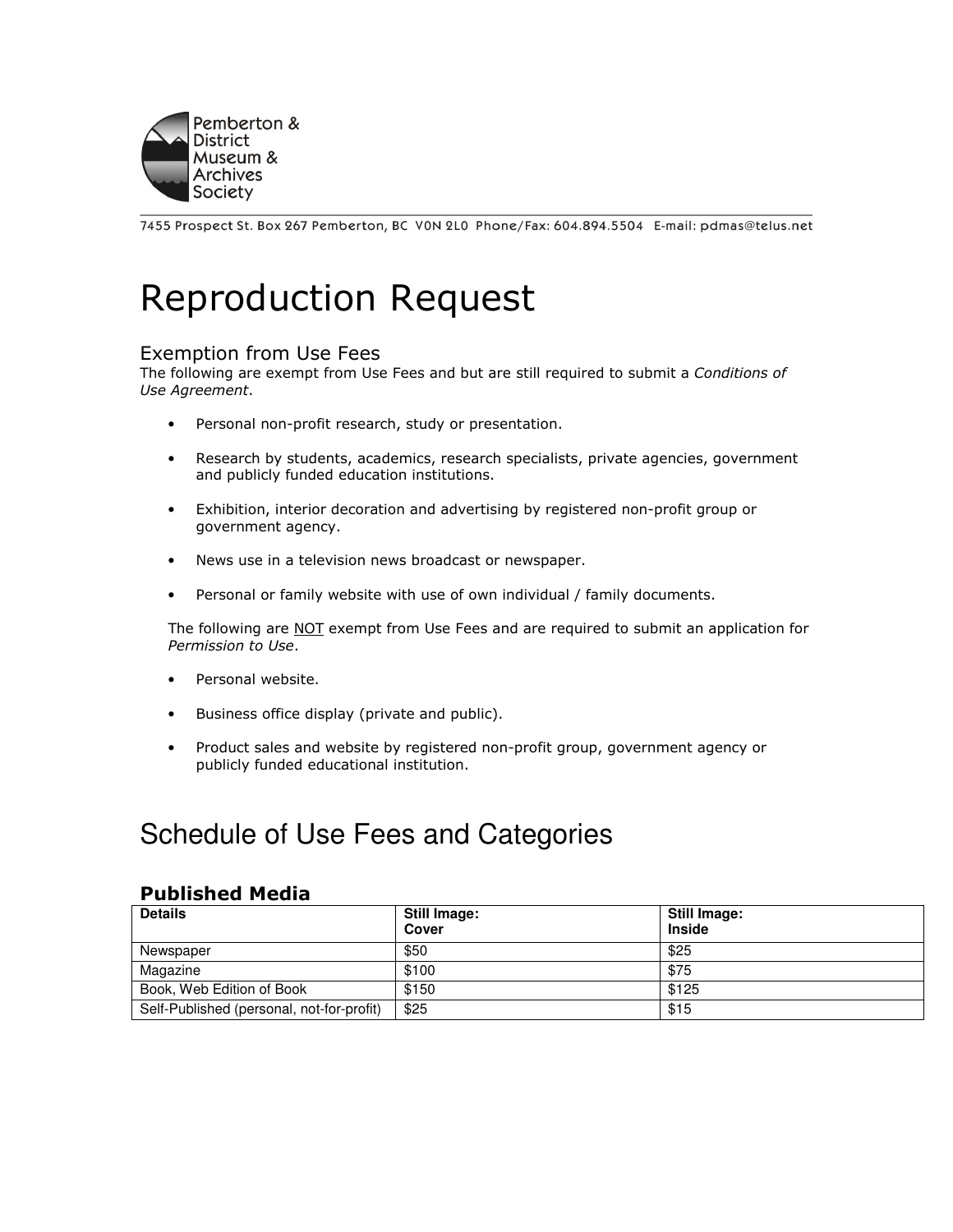Pemberton & District Museum & Archives Society

7455 Prospect St. Box 267 Pemberton, BC V0N 2L0 Phone/Fax: 604.894.5504 E-mail: pdmas@telus.net

# Reproduction Request

## Exemption from Use Fees

The following are exempt from Use Fees and but are still required to submit a *Conditions of Use Agreement*.

- Personal non-profit research, study or presentation.
- Research by students, academics, research specialists, private agencies, government and publicly funded education institutions.
- Exhibition, interior decoration and advertising by registered non-profit group or government agency.
- News use in a television news broadcast or newspaper.
- Personal or family website with use of own individual / family documents.

The following are NOT exempt from Use Fees and are required to submit an application for *Permission to Use*.

- Personal website.
- Business office display (private and public).
- Product sales and website by registered non-profit group, government agency or publicly funded educational institution.

# Schedule of Use Fees and Categories

### Published Media

| Details | Still Image: Cover | Still Image: Inside |
|---|---|---|
| Newspaper | $50 | $25 |
| Magazine | $100 | $75 |
| Book, Web Edition of Book | $150 | $125 |
| Self-Published (personal, not-for-profit) | $25 | $15 |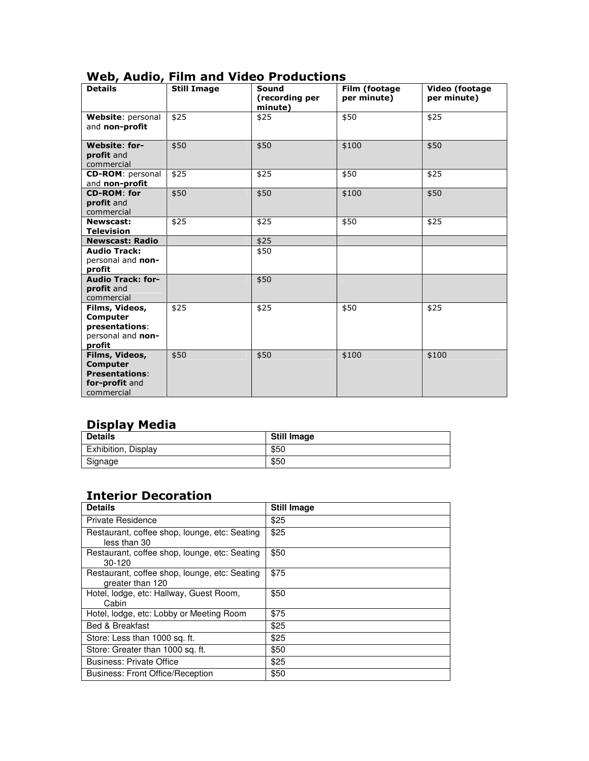## Web, Audio, Film and Video Productions

| Details | Still Image | Sound (recording per minute) | Film (footage per minute) | Video (footage per minute) |
|---|---|---|---|---|
| **Website**: personal and **non-profit** | $25 | $25 | $50 | $25 |
| **Website**: **for-profit** and commercial | $50 | $50 | $100 | $50 |
| **CD-ROM**: personal and **non-profit** | $25 | $25 | $50 | $25 |
| **CD-ROM**: **for profit** and commercial | $50 | $50 | $100 | $50 |
| **Newscast: Television** | $25 | $25 | $50 | $25 |
| **Newscast: Radio** | | $25 | | |
| **Audio Track:** personal and **non-profit** | | $50 | | |
| **Audio Track: for-profit** and commercial | | $50 | | |
| **Films, Videos, Computer presentations**: personal and **non-profit** | $25 | $25 | $50 | $25 |
| **Films, Videos, Computer Presentations**: **for-profit** and commercial | $50 | $50 | $100 | $100 |

## Display Media

| Details | Still Image |
|---|---|
| Exhibition, Display | $50 |
| Signage | $50 |

## Interior Decoration

| Details | Still Image |
|---|---|
| Private Residence | $25 |
| Restaurant, coffee shop, lounge, etc: Seating less than 30 | $25 |
| Restaurant, coffee shop, lounge, etc: Seating 30-120 | $50 |
| Restaurant, coffee shop, lounge, etc: Seating greater than 120 | $75 |
| Hotel, lodge, etc: Hallway, Guest Room, Cabin | $50 |
| Hotel, lodge, etc: Lobby or Meeting Room | $75 |
| Bed & Breakfast | $25 |
| Store: Less than 1000 sq. ft. | $25 |
| Store: Greater than 1000 sq. ft. | $50 |
| Business: Private Office | $25 |
| Business: Front Office/Reception | $50 |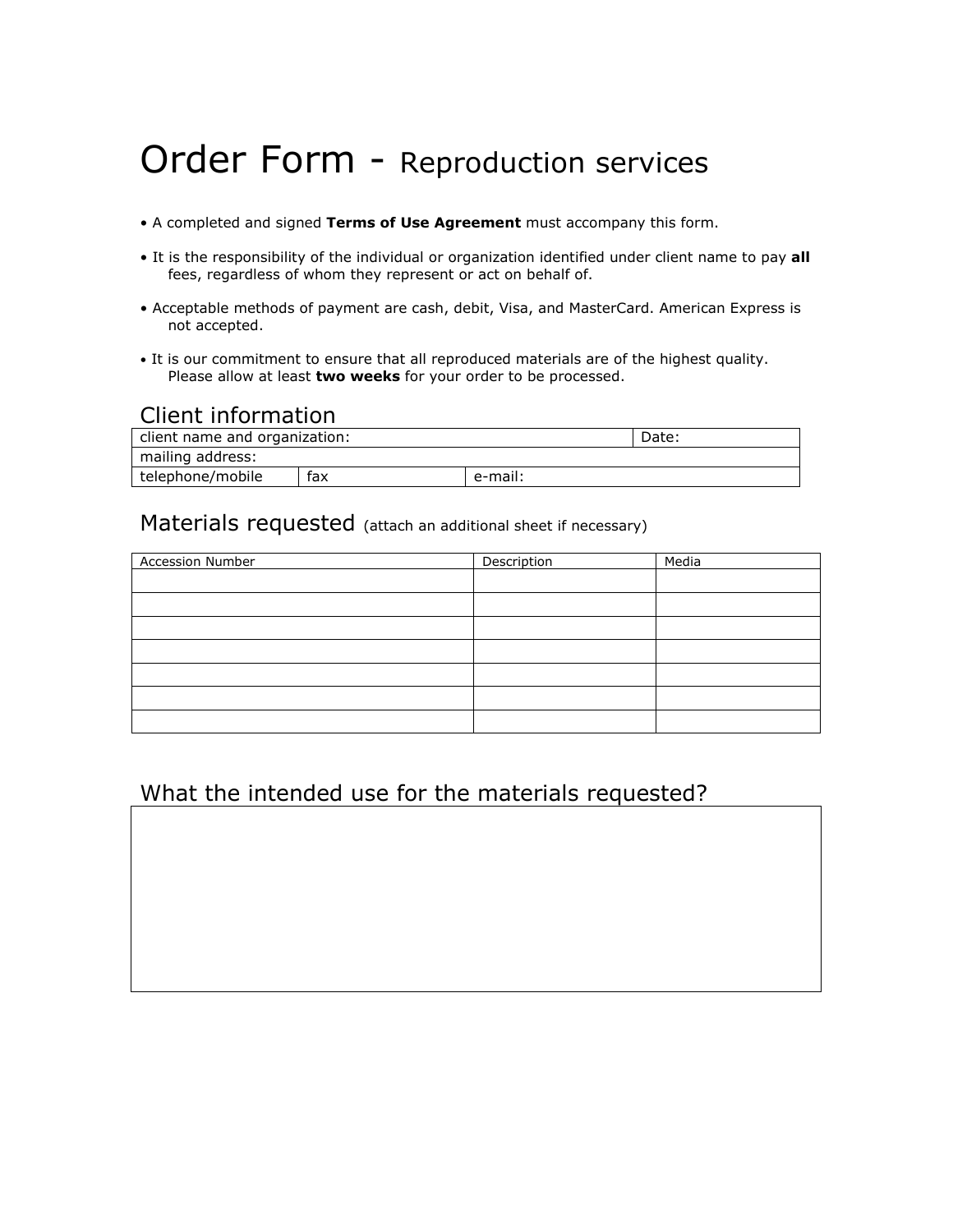# Order Form - Reproduction services

- A completed and signed **Terms of Use Agreement** must accompany this form.
- It is the responsibility of the individual or organization identified under client name to pay **all** fees, regardless of whom they represent or act on behalf of.
- Acceptable methods of payment are cash, debit, Visa, and MasterCard. American Express is not accepted.
- It is our commitment to ensure that all reproduced materials are of the highest quality. Please allow at least **two weeks** for your order to be processed.

## Client information

| client name and organization: | | | Date: |
|---|---|---|---|
| mailing address: | | | |
| telephone/mobile | fax | e-mail: | |

## Materials requested (attach an additional sheet if necessary)

| Accession Number | Description | Media |
|---|---|---|
| | | |
| | | |
| | | |
| | | |
| | | |
| | | |
| | | |

## What the intended use for the materials requested?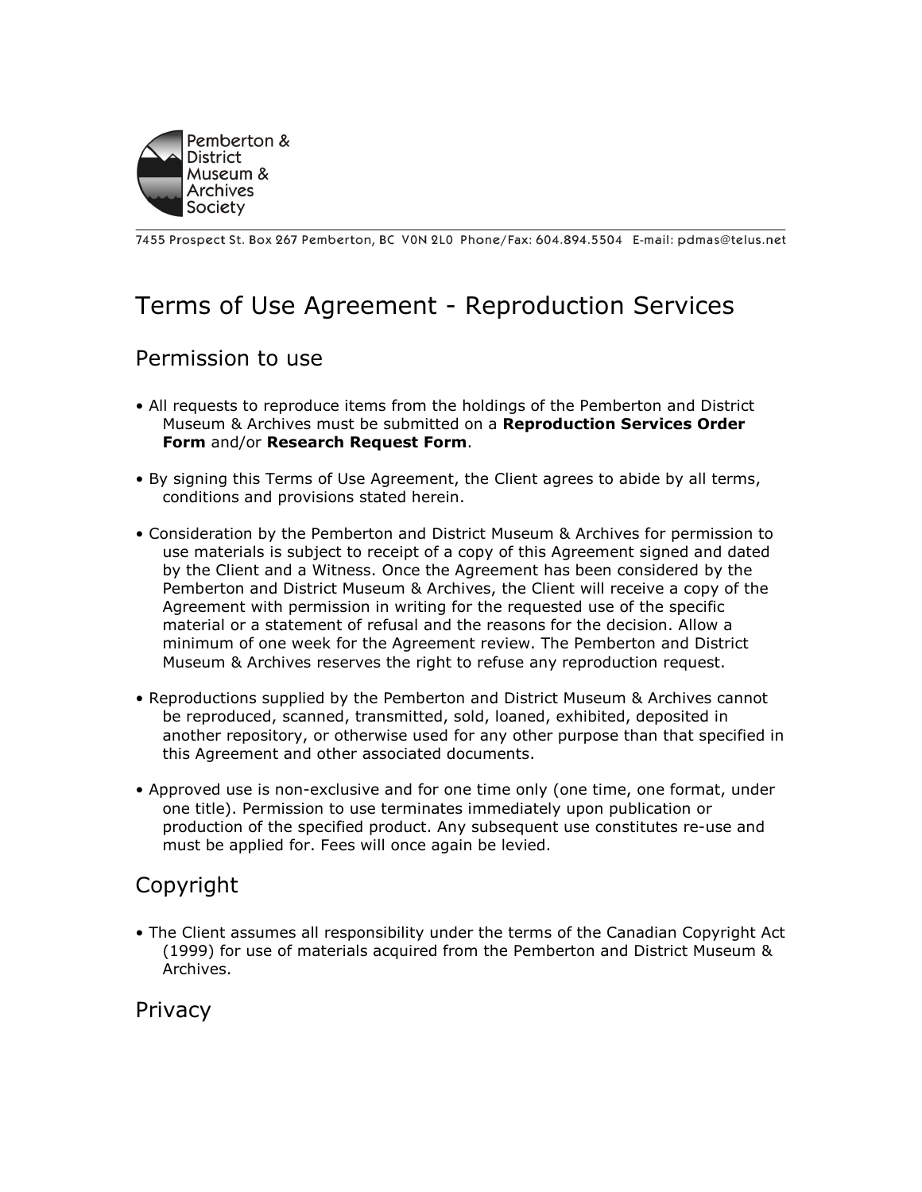Pemberton & District Museum & Archives Society

7455 Prospect St. Box 267 Pemberton, BC V0N 2L0 Phone/Fax: 604.894.5504 E-mail: pdmas@telus.net

# Terms of Use Agreement - Reproduction Services

## Permission to use

- All requests to reproduce items from the holdings of the Pemberton and District Museum & Archives must be submitted on a **Reproduction Services Order Form** and/or **Research Request Form**.

- By signing this Terms of Use Agreement, the Client agrees to abide by all terms, conditions and provisions stated herein.

- Consideration by the Pemberton and District Museum & Archives for permission to use materials is subject to receipt of a copy of this Agreement signed and dated by the Client and a Witness. Once the Agreement has been considered by the Pemberton and District Museum & Archives, the Client will receive a copy of the Agreement with permission in writing for the requested use of the specific material or a statement of refusal and the reasons for the decision. Allow a minimum of one week for the Agreement review. The Pemberton and District Museum & Archives reserves the right to refuse any reproduction request.

- Reproductions supplied by the Pemberton and District Museum & Archives cannot be reproduced, scanned, transmitted, sold, loaned, exhibited, deposited in another repository, or otherwise used for any other purpose than that specified in this Agreement and other associated documents.

- Approved use is non-exclusive and for one time only (one time, one format, under one title). Permission to use terminates immediately upon publication or production of the specified product. Any subsequent use constitutes re-use and must be applied for. Fees will once again be levied.

## Copyright

- The Client assumes all responsibility under the terms of the Canadian Copyright Act (1999) for use of materials acquired from the Pemberton and District Museum & Archives.

## Privacy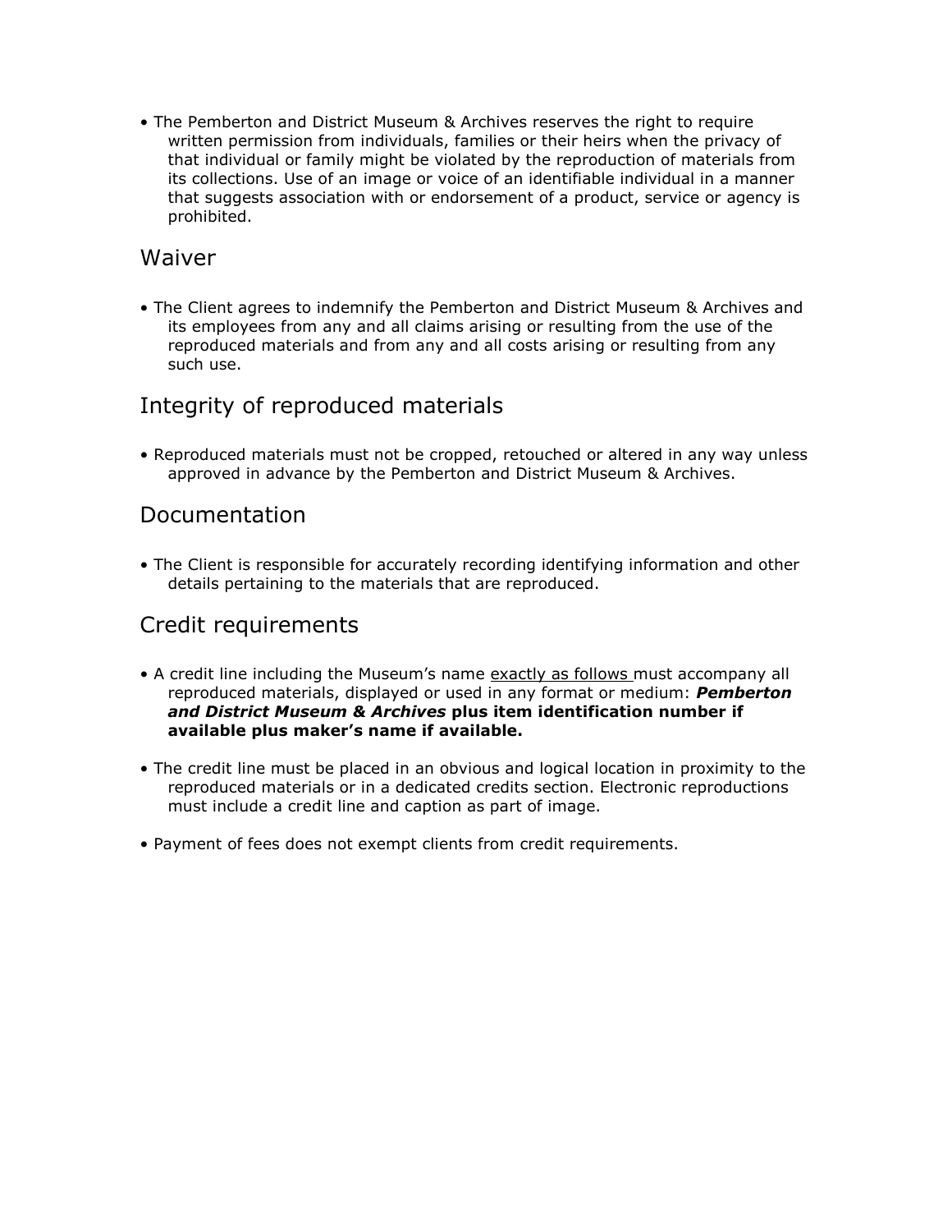- The Pemberton and District Museum & Archives reserves the right to require written permission from individuals, families or their heirs when the privacy of that individual or family might be violated by the reproduction of materials from its collections. Use of an image or voice of an identifiable individual in a manner that suggests association with or endorsement of a product, service or agency is prohibited.

## Waiver

- The Client agrees to indemnify the Pemberton and District Museum & Archives and its employees from any and all claims arising or resulting from the use of the reproduced materials and from any and all costs arising or resulting from any such use.

## Integrity of reproduced materials

- Reproduced materials must not be cropped, retouched or altered in any way unless approved in advance by the Pemberton and District Museum & Archives.

## Documentation

- The Client is responsible for accurately recording identifying information and other details pertaining to the materials that are reproduced.

## Credit requirements

- A credit line including the Museum's name <u>exactly as follows</u> must accompany all reproduced materials, displayed or used in any format or medium: ***Pemberton and District Museum & Archives*** **plus item identification number if available plus maker's name if available.**

- The credit line must be placed in an obvious and logical location in proximity to the reproduced materials or in a dedicated credits section. Electronic reproductions must include a credit line and caption as part of image.

- Payment of fees does not exempt clients from credit requirements.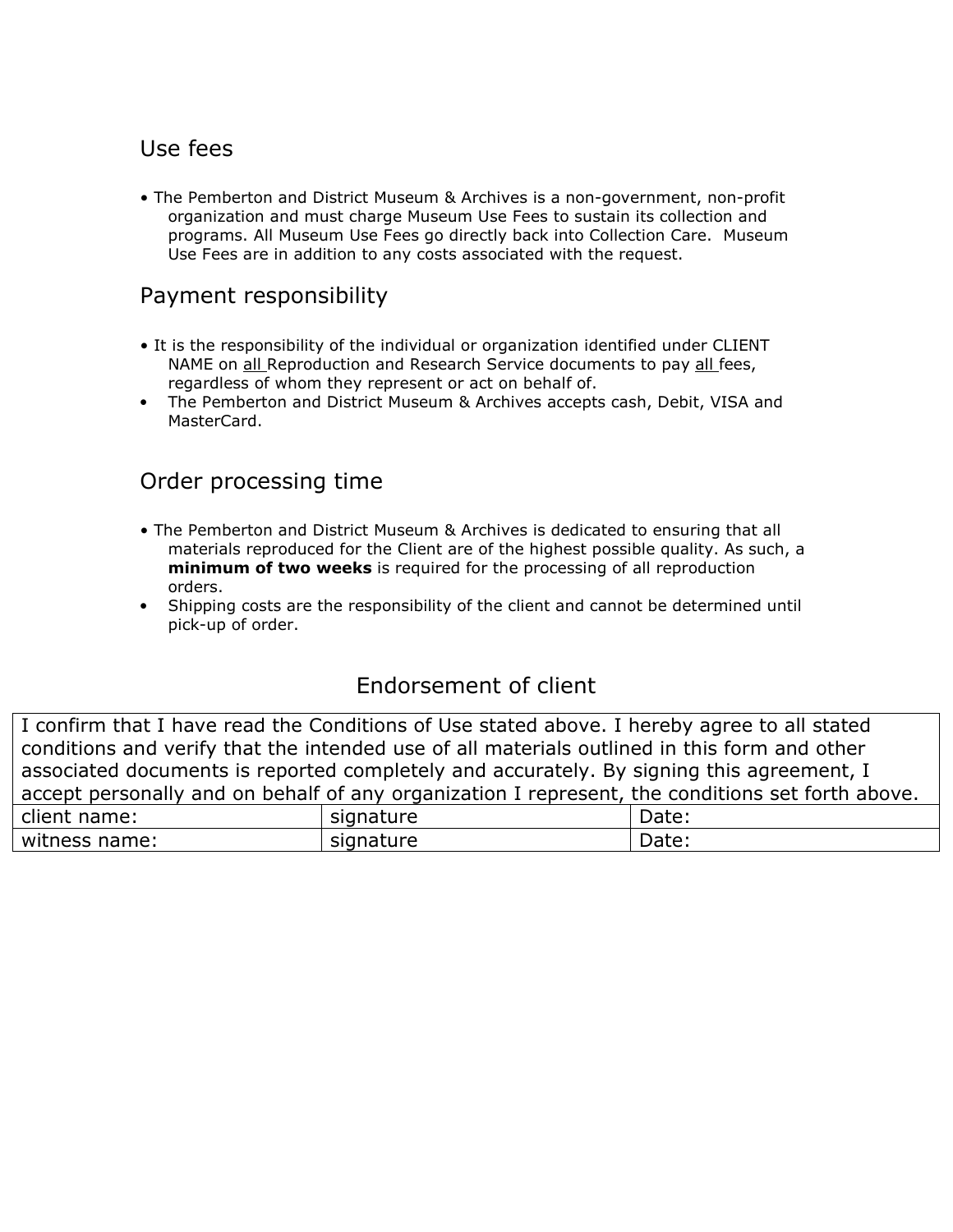## Use fees

- The Pemberton and District Museum & Archives is a non-government, non-profit organization and must charge Museum Use Fees to sustain its collection and programs. All Museum Use Fees go directly back into Collection Care. Museum Use Fees are in addition to any costs associated with the request.

## Payment responsibility

- It is the responsibility of the individual or organization identified under CLIENT NAME on <u>all</u> Reproduction and Research Service documents to pay <u>all</u> fees, regardless of whom they represent or act on behalf of.
- The Pemberton and District Museum & Archives accepts cash, Debit, VISA and MasterCard.

## Order processing time

- The Pemberton and District Museum & Archives is dedicated to ensuring that all materials reproduced for the Client are of the highest possible quality. As such, a **minimum of two weeks** is required for the processing of all reproduction orders.
- Shipping costs are the responsibility of the client and cannot be determined until pick-up of order.

## Endorsement of client

| I confirm that I have read the Conditions of Use stated above. I hereby agree to all stated conditions and verify that the intended use of all materials outlined in this form and other associated documents is reported completely and accurately. By signing this agreement, I accept personally and on behalf of any organization I represent, the conditions set forth above. | | |
|---|---|---|
| client name: | signature | Date: |
| witness name: | signature | Date: |